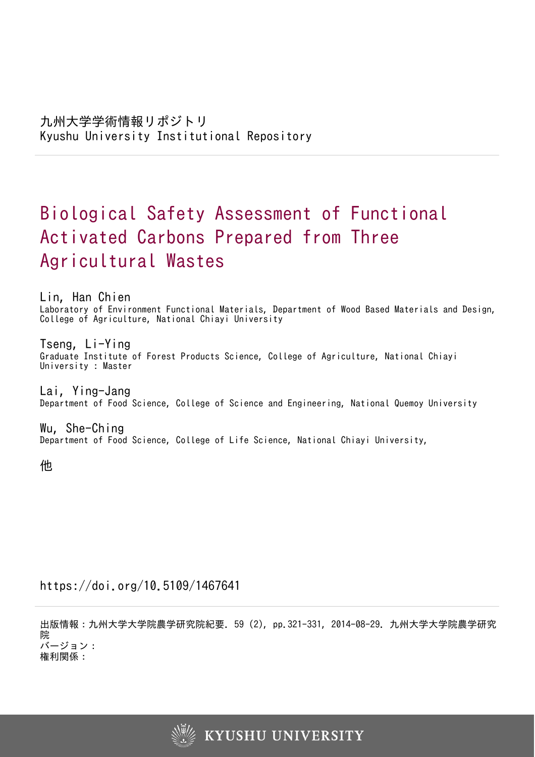九州大学学術情報リポジトリ
Kyushu University Institutional Repository

# Biological Safety Assessment of Functional Activated Carbons Prepared from Three Agricultural Wastes

**Lin, Han Chien**
Laboratory of Environment Functional Materials, Department of Wood Based Materials and Design, College of Agriculture, National Chiayi University

**Tseng, Li-Ying**
Graduate Institute of Forest Products Science, College of Agriculture, National Chiayi University : Master

**Lai, Ying-Jang**
Department of Food Science, College of Science and Engineering, National Quemoy University

**Wu, She-Ching**
Department of Food Science, College of Life Science, National Chiayi University,

他

https://doi.org/10.5109/1467641

出版情報：九州大学大学院農学研究院紀要. 59 (2), pp.321-331, 2014-08-29. 九州大学大学院農学研究院
バージョン：
権利関係：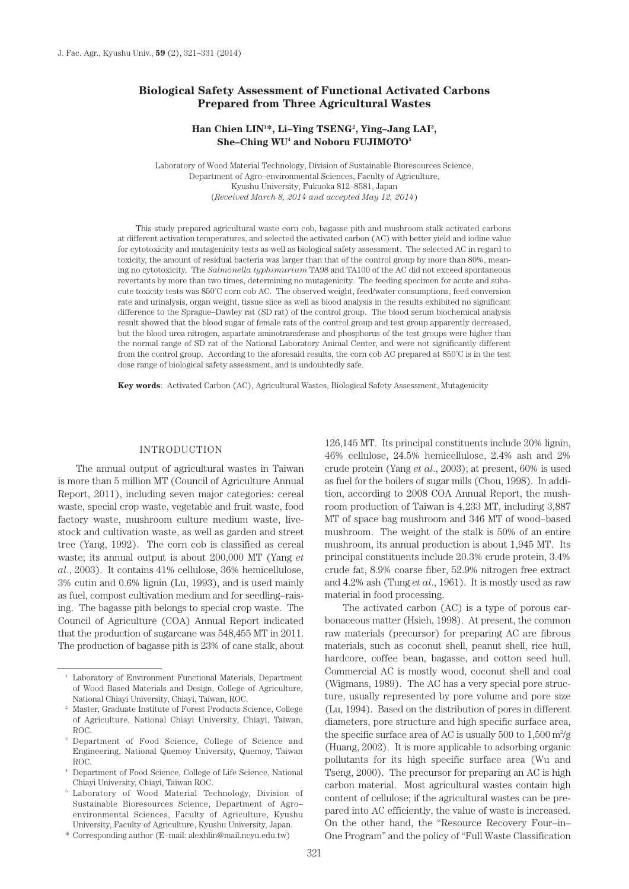# Biological Safety Assessment of Functional Activated Carbons Prepared from Three Agricultural Wastes

**Han Chien LIN[1]*, Li–Ying TSENG[2], Ying–Jang LAI[3], She–Ching WU[4] and Noboru FUJIMOTO[5]**

Laboratory of Wood Material Technology, Division of Sustainable Bioresources Science, Department of Agro–environmental Sciences, Faculty of Agriculture, Kyushu University, Fukuoka 812–8581, Japan
(*Received March 8, 2014 and accepted May 12, 2014*)

This study prepared agricultural waste corn cob, bagasse pith and mushroom stalk activated carbons at different activation temperatures, and selected the activated carbon (AC) with better yield and iodine value for cytotoxicity and mutagenicity tests as well as biological safety assessment. The selected AC in regard to toxicity, the amount of residual bacteria was larger than that of the control group by more than 80%, meaning no cytotoxicity. The *Salmonella typhimurium* TA98 and TA100 of the AC did not exceed spontaneous revertants by more than two times, determining no mutagenicity. The feeding specimen for acute and subacute toxicity tests was 850˚C corn cob AC. The observed weight, feed/water consumptions, feed conversion rate and urinalysis, organ weight, tissue slice as well as blood analysis in the results exhibited no significant difference to the Sprague–Dawley rat (SD rat) of the control group. The blood serum biochemical analysis result showed that the blood sugar of female rats of the control group and test group apparently decreased, but the blood urea nitrogen, aspartate aminotransferase and phosphorus of the test groups were higher than the normal range of SD rat of the National Laboratory Animal Center, and were not significantly different from the control group. According to the aforesaid results, the corn cob AC prepared at 850˚C is in the test dose range of biological safety assessment, and is undoubtedly safe.

**Key words**: Activated Carbon (AC), Agricultural Wastes, Biological Safety Assessment, Mutagenicity

## INTRODUCTION

The annual output of agricultural wastes in Taiwan is more than 5 million MT (Council of Agriculture Annual Report, 2011), including seven major categories: cereal waste, special crop waste, vegetable and fruit waste, food factory waste, mushroom culture medium waste, livestock and cultivation waste, as well as garden and street tree (Yang, 1992). The corn cob is classified as cereal waste; its annual output is about 200,000 MT (Yang *et al*., 2003). It contains 41% cellulose, 36% hemicellulose, 3% cutin and 0.6% lignin (Lu, 1993), and is used mainly as fuel, compost cultivation medium and for seedling–raising. The bagasse pith belongs to special crop waste. The Council of Agriculture (COA) Annual Report indicated that the production of sugarcane was 548,455 MT in 2011. The production of bagasse pith is 23% of cane stalk, about 126,145 MT. Its principal constituents include 20% lignin, 46% cellulose, 24.5% hemicellulose, 2.4% ash and 2% crude protein (Yang *et al*., 2003); at present, 60% is used as fuel for the boilers of sugar mills (Chou, 1998). In addition, according to 2008 COA Annual Report, the mushroom production of Taiwan is 4,233 MT, including 3,887 MT of space bag mushroom and 346 MT of wood–based mushroom. The weight of the stalk is 50% of an entire mushroom, its annual production is about 1,945 MT. Its principal constituents include 20.3% crude protein, 3.4% crude fat, 8.9% coarse fiber, 52.9% nitrogen free extract and 4.2% ash (Tung *et al*., 1961). It is mostly used as raw material in food processing.

The activated carbon (AC) is a type of porous carbonaceous matter (Hsieh, 1998). At present, the common raw materials (precursor) for preparing AC are fibrous materials, such as coconut shell, peanut shell, rice hull, hardcore, coffee bean, bagasse, and cotton seed hull. Commercial AC is mostly wood, coconut shell and coal (Wigmans, 1989). The AC has a very special pore structure, usually represented by pore volume and pore size (Lu, 1994). Based on the distribution of pores in different diameters, pore structure and high specific surface area, the specific surface area of AC is usually 500 to 1,500 $m^2/g$ (Huang, 2002). It is more applicable to adsorbing organic pollutants for its high specific surface area (Wu and Tseng, 2000). The precursor for preparing an AC is high carbon material. Most agricultural wastes contain high content of cellulose; if the agricultural wastes can be prepared into AC efficiently, the value of waste is increased. On the other hand, the "Resource Recovery Four–in–One Program" and the policy of "Full Waste Classification

---

[1] Laboratory of Environment Functional Materials, Department of Wood Based Materials and Design, College of Agriculture, National Chiayi University, Chiayi, Taiwan, ROC.

[2] Master, Graduate Institute of Forest Products Science, College of Agriculture, National Chiayi University, Chiayi, Taiwan, ROC.

[3] Department of Food Science, College of Science and Engineering, National Quemoy University, Quemoy, Taiwan ROC.

[4] Department of Food Science, College of Life Science, National Chiayi University, Chiayi, Taiwan ROC.

[5] Laboratory of Wood Material Technology, Division of Sustainable Bioresources Science, Department of Agro–environmental Sciences, Faculty of Agriculture, Kyushu University, Faculty of Agriculture, Kyushu University, Japan.

\* Corresponding author (E–mail: alexhlin@mail.ncyu.edu.tw)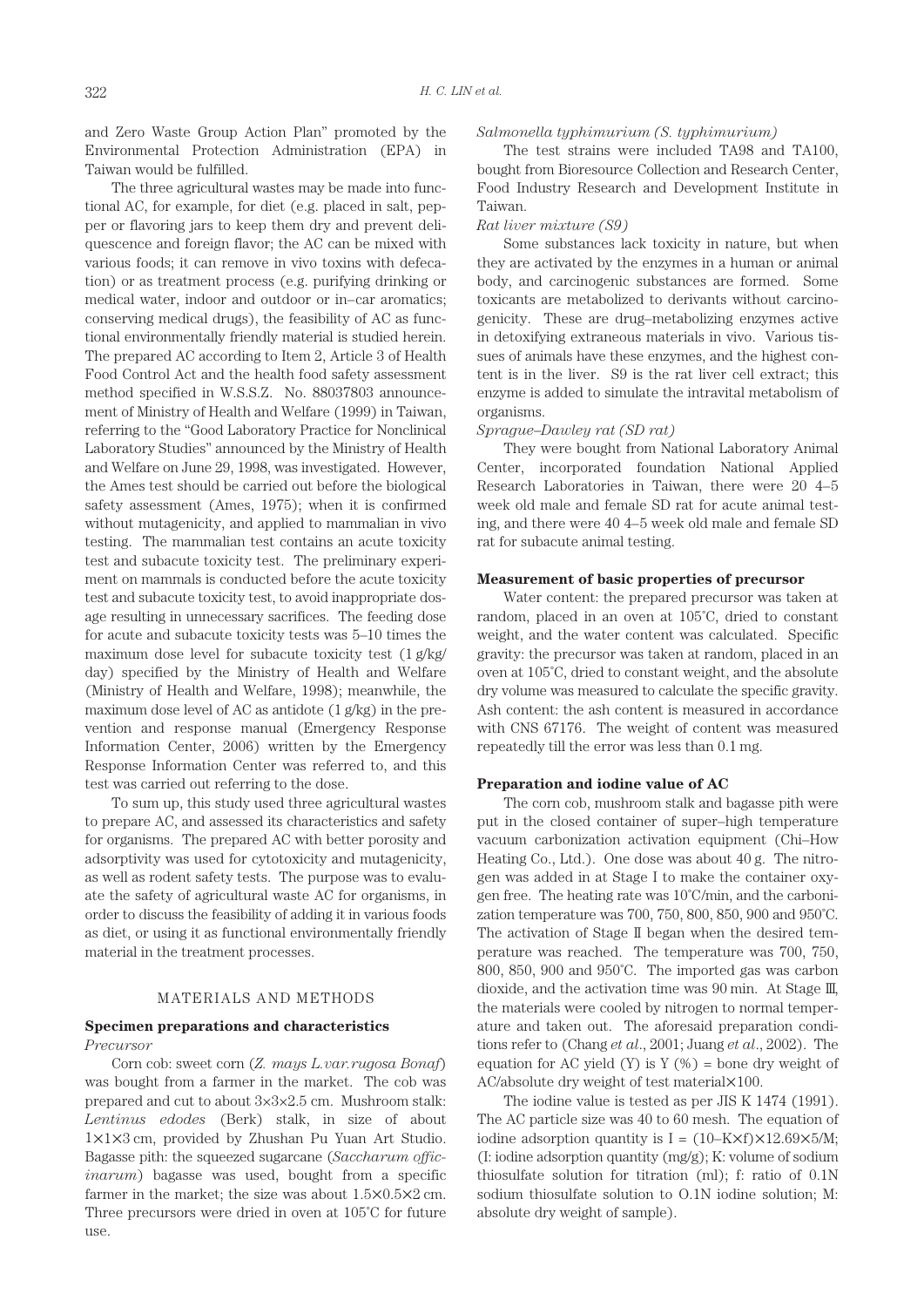and Zero Waste Group Action Plan" promoted by the Environmental Protection Administration (EPA) in Taiwan would be fulfilled.

The three agricultural wastes may be made into functional AC, for example, for diet (e.g. placed in salt, pepper or flavoring jars to keep them dry and prevent deliquescence and foreign flavor; the AC can be mixed with various foods; it can remove in vivo toxins with defecation) or as treatment process (e.g. purifying drinking or medical water, indoor and outdoor or in–car aromatics; conserving medical drugs), the feasibility of AC as functional environmentally friendly material is studied herein. The prepared AC according to Item 2, Article 3 of Health Food Control Act and the health food safety assessment method specified in W.S.S.Z. No. 88037803 announcement of Ministry of Health and Welfare (1999) in Taiwan, referring to the "Good Laboratory Practice for Nonclinical Laboratory Studies" announced by the Ministry of Health and Welfare on June 29, 1998, was investigated. However, the Ames test should be carried out before the biological safety assessment (Ames, 1975); when it is confirmed without mutagenicity, and applied to mammalian in vivo testing. The mammalian test contains an acute toxicity test and subacute toxicity test. The preliminary experiment on mammals is conducted before the acute toxicity test and subacute toxicity test, to avoid inappropriate dosage resulting in unnecessary sacrifices. The feeding dose for acute and subacute toxicity tests was 5–10 times the maximum dose level for subacute toxicity test (1 g/kg/day) specified by the Ministry of Health and Welfare (Ministry of Health and Welfare, 1998); meanwhile, the maximum dose level of AC as antidote (1 g/kg) in the prevention and response manual (Emergency Response Information Center, 2006) written by the Emergency Response Information Center was referred to, and this test was carried out referring to the dose.

To sum up, this study used three agricultural wastes to prepare AC, and assessed its characteristics and safety for organisms. The prepared AC with better porosity and adsorptivity was used for cytotoxicity and mutagenicity, as well as rodent safety tests. The purpose was to evaluate the safety of agricultural waste AC for organisms, in order to discuss the feasibility of adding it in various foods as diet, or using it as functional environmentally friendly material in the treatment processes.

## MATERIALS AND METHODS

### Specimen preparations and characteristics

*Precursor*

Corn cob: sweet corn (*Z. mays L.var.rugosa Bonaf*) was bought from a farmer in the market. The cob was prepared and cut to about 3×3×2.5 cm. Mushroom stalk: *Lentinus edodes* (Berk) stalk, in size of about 1×1×3 cm, provided by Zhushan Pu Yuan Art Studio. Bagasse pith: the squeezed sugarcane (*Saccharum officinarum*) bagasse was used, bought from a specific farmer in the market; the size was about 1.5×0.5×2 cm. Three precursors were dried in oven at 105°C for future use.

*Salmonella typhimurium (S. typhimurium)*

The test strains were included TA98 and TA100, bought from Bioresource Collection and Research Center, Food Industry Research and Development Institute in Taiwan.

*Rat liver mixture (S9)*

Some substances lack toxicity in nature, but when they are activated by the enzymes in a human or animal body, and carcinogenic substances are formed. Some toxicants are metabolized to derivants without carcinogenicity. These are drug–metabolizing enzymes active in detoxifying extraneous materials in vivo. Various tissues of animals have these enzymes, and the highest content is in the liver. S9 is the rat liver cell extract; this enzyme is added to simulate the intravital metabolism of organisms.

*Sprague–Dawley rat (SD rat)*

They were bought from National Laboratory Animal Center, incorporated foundation National Applied Research Laboratories in Taiwan, there were 20 4–5 week old male and female SD rat for acute animal testing, and there were 40 4–5 week old male and female SD rat for subacute animal testing.

### Measurement of basic properties of precursor

Water content: the prepared precursor was taken at random, placed in an oven at 105°C, dried to constant weight, and the water content was calculated. Specific gravity: the precursor was taken at random, placed in an oven at 105°C, dried to constant weight, and the absolute dry volume was measured to calculate the specific gravity. Ash content: the ash content is measured in accordance with CNS 67176. The weight of content was measured repeatedly till the error was less than 0.1 mg.

### Preparation and iodine value of AC

The corn cob, mushroom stalk and bagasse pith were put in the closed container of super–high temperature vacuum carbonization activation equipment (Chi–How Heating Co., Ltd.). One dose was about 40 g. The nitrogen was added in at Stage I to make the container oxygen free. The heating rate was 10°C/min, and the carbonization temperature was 700, 750, 800, 850, 900 and 950°C. The activation of Stage II began when the desired temperature was reached. The temperature was 700, 750, 800, 850, 900 and 950°C. The imported gas was carbon dioxide, and the activation time was 90 min. At Stage III, the materials were cooled by nitrogen to normal temperature and taken out. The aforesaid preparation conditions refer to (Chang *et al*., 2001; Juang *et al*., 2002). The equation for AC yield (Y) is Y (%) = bone dry weight of AC/absolute dry weight of test material×100.

The iodine value is tested as per JIS K 1474 (1991). The AC particle size was 40 to 60 mesh. The equation of iodine adsorption quantity is $I = (10–K×f)×12.69×5/M$; (I: iodine adsorption quantity (mg/g); K: volume of sodium thiosulfate solution for titration (ml); f: ratio of 0.1N sodium thiosulfate solution to O.1N iodine solution; M: absolute dry weight of sample).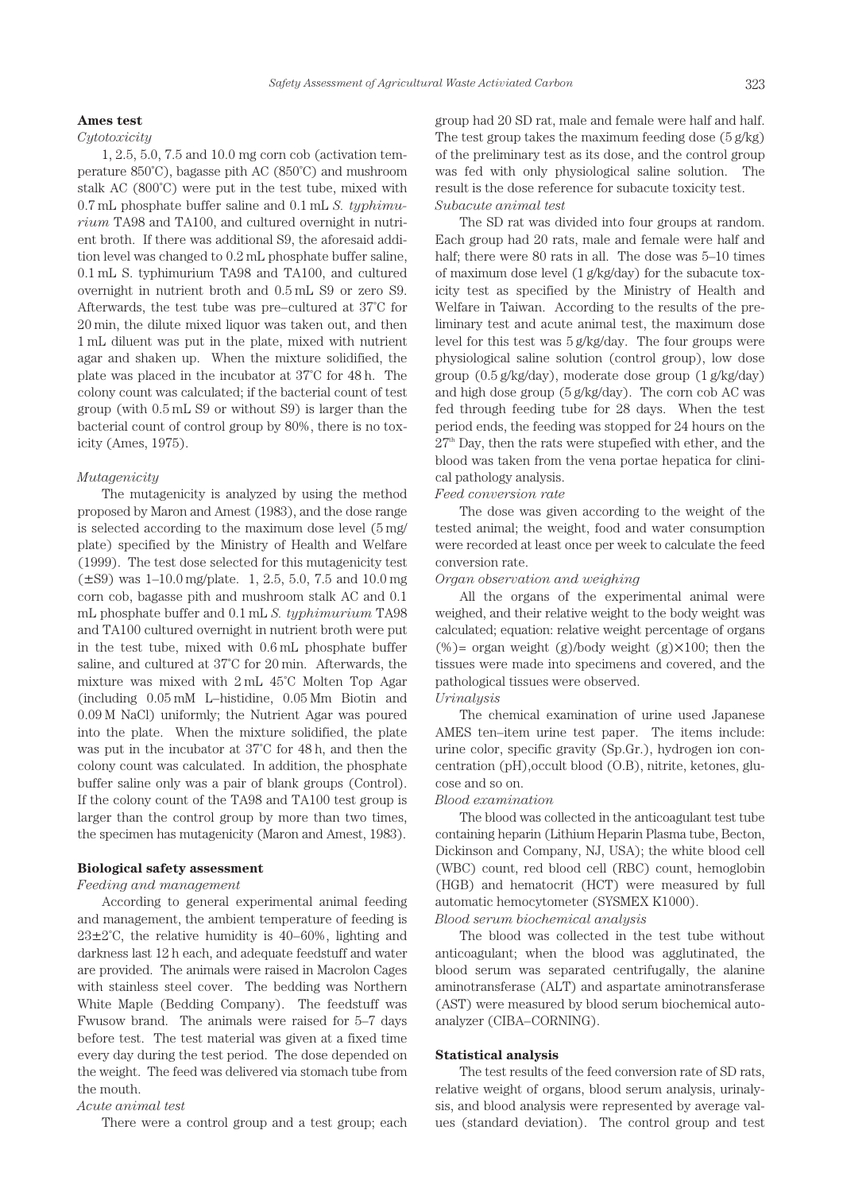**Ames test**

*Cytotoxicity*

1, 2.5, 5.0, 7.5 and 10.0 mg corn cob (activation temperature 850˚C), bagasse pith AC (850˚C) and mushroom stalk AC (800˚C) were put in the test tube, mixed with 0.7 mL phosphate buffer saline and 0.1 mL *S. typhimurium* TA98 and TA100, and cultured overnight in nutrient broth. If there was additional S9, the aforesaid addition level was changed to 0.2 mL phosphate buffer saline, 0.1 mL S. typhimurium TA98 and TA100, and cultured overnight in nutrient broth and 0.5 mL S9 or zero S9. Afterwards, the test tube was pre–cultured at 37˚C for 20 min, the dilute mixed liquor was taken out, and then 1 mL diluent was put in the plate, mixed with nutrient agar and shaken up. When the mixture solidified, the plate was placed in the incubator at 37˚C for 48 h. The colony count was calculated; if the bacterial count of test group (with 0.5 mL S9 or without S9) is larger than the bacterial count of control group by 80%, there is no toxicity (Ames, 1975).

*Mutagenicity*

The mutagenicity is analyzed by using the method proposed by Maron and Amest (1983), and the dose range is selected according to the maximum dose level (5 mg/plate) specified by the Ministry of Health and Welfare (1999). The test dose selected for this mutagenicity test (±S9) was 1–10.0 mg/plate. 1, 2.5, 5.0, 7.5 and 10.0 mg corn cob, bagasse pith and mushroom stalk AC and 0.1 mL phosphate buffer and 0.1 mL *S. typhimurium* TA98 and TA100 cultured overnight in nutrient broth were put in the test tube, mixed with 0.6 mL phosphate buffer saline, and cultured at 37˚C for 20 min. Afterwards, the mixture was mixed with 2 mL 45˚C Molten Top Agar (including 0.05 mM L–histidine, 0.05 Mm Biotin and 0.09 M NaCl) uniformly; the Nutrient Agar was poured into the plate. When the mixture solidified, the plate was put in the incubator at 37˚C for 48 h, and then the colony count was calculated. In addition, the phosphate buffer saline only was a pair of blank groups (Control). If the colony count of the TA98 and TA100 test group is larger than the control group by more than two times, the specimen has mutagenicity (Maron and Amest, 1983).

**Biological safety assessment**

*Feeding and management*

According to general experimental animal feeding and management, the ambient temperature of feeding is 23±2˚C, the relative humidity is 40–60%, lighting and darkness last 12 h each, and adequate feedstuff and water are provided. The animals were raised in Macrolon Cages with stainless steel cover. The bedding was Northern White Maple (Bedding Company). The feedstuff was Fwusow brand. The animals were raised for 5–7 days before test. The test material was given at a fixed time every day during the test period. The dose depended on the weight. The feed was delivered via stomach tube from the mouth.

*Acute animal test*

There were a control group and a test group; each group had 20 SD rat, male and female were half and half. The test group takes the maximum feeding dose (5 g/kg) of the preliminary test as its dose, and the control group was fed with only physiological saline solution. The result is the dose reference for subacute toxicity test.

*Subacute animal test*

The SD rat was divided into four groups at random. Each group had 20 rats, male and female were half and half; there were 80 rats in all. The dose was 5–10 times of maximum dose level (1 g/kg/day) for the subacute toxicity test as specified by the Ministry of Health and Welfare in Taiwan. According to the results of the preliminary test and acute animal test, the maximum dose level for this test was 5 g/kg/day. The four groups were physiological saline solution (control group), low dose group (0.5 g/kg/day), moderate dose group (1 g/kg/day) and high dose group (5 g/kg/day). The corn cob AC was fed through feeding tube for 28 days. When the test period ends, the feeding was stopped for 24 hours on the $27^{th}$ Day, then the rats were stupefied with ether, and the blood was taken from the vena portae hepatica for clinical pathology analysis.

*Feed conversion rate*

The dose was given according to the weight of the tested animal; the weight, food and water consumption were recorded at least once per week to calculate the feed conversion rate.

*Organ observation and weighing*

All the organs of the experimental animal were weighed, and their relative weight to the body weight was calculated; equation: relative weight percentage of organs (%)= organ weight (g)/body weight (g)×100; then the tissues were made into specimens and covered, and the pathological tissues were observed.

*Urinalysis*

The chemical examination of urine used Japanese AMES ten–item urine test paper. The items include: urine color, specific gravity (Sp.Gr.), hydrogen ion concentration (pH),occult blood (O.B), nitrite, ketones, glucose and so on.

*Blood examination*

The blood was collected in the anticoagulant test tube containing heparin (Lithium Heparin Plasma tube, Becton, Dickinson and Company, NJ, USA); the white blood cell (WBC) count, red blood cell (RBC) count, hemoglobin (HGB) and hematocrit (HCT) were measured by full automatic hemocytometer (SYSMEX K1000).

*Blood serum biochemical analysis*

The blood was collected in the test tube without anticoagulant; when the blood was agglutinated, the blood serum was separated centrifugally, the alanine aminotransferase (ALT) and aspartate aminotransferase (AST) were measured by blood serum biochemical autoanalyzer (CIBA–CORNING).

**Statistical analysis**

The test results of the feed conversion rate of SD rats, relative weight of organs, blood serum analysis, urinalysis, and blood analysis were represented by average values (standard deviation). The control group and test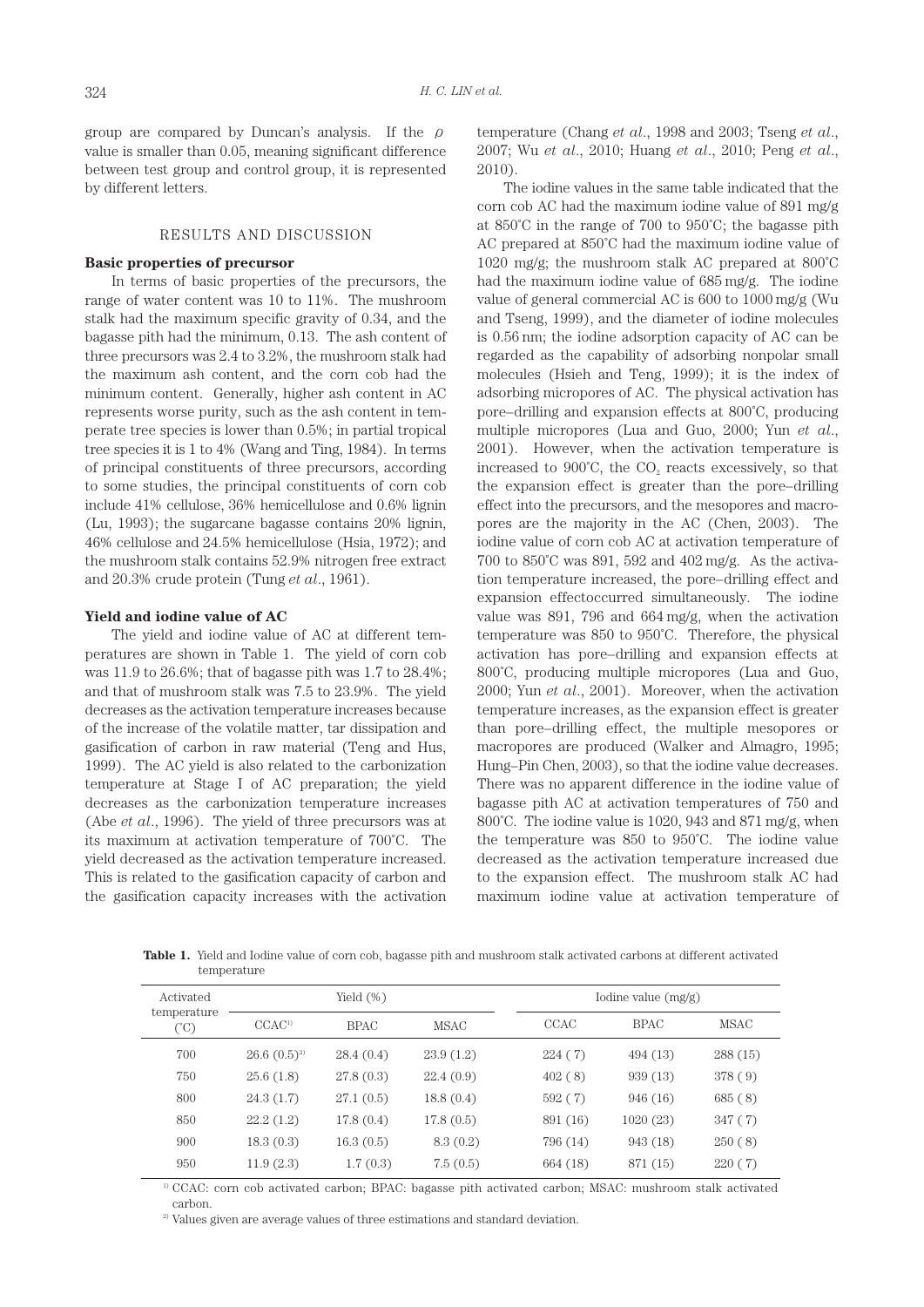group are compared by Duncan's analysis. If the $\rho$ value is smaller than 0.05, meaning significant difference between test group and control group, it is represented by different letters.

## RESULTS AND DISCUSSION

### Basic properties of precursor

In terms of basic properties of the precursors, the range of water content was 10 to 11%. The mushroom stalk had the maximum specific gravity of 0.34, and the bagasse pith had the minimum, 0.13. The ash content of three precursors was 2.4 to 3.2%, the mushroom stalk had the maximum ash content, and the corn cob had the minimum content. Generally, higher ash content in AC represents worse purity, such as the ash content in temperate tree species is lower than 0.5%; in partial tropical tree species it is 1 to 4% (Wang and Ting, 1984). In terms of principal constituents of three precursors, according to some studies, the principal constituents of corn cob include 41% cellulose, 36% hemicellulose and 0.6% lignin (Lu, 1993); the sugarcane bagasse contains 20% lignin, 46% cellulose and 24.5% hemicellulose (Hsia, 1972); and the mushroom stalk contains 52.9% nitrogen free extract and 20.3% crude protein (Tung *et al*., 1961).

### Yield and iodine value of AC

The yield and iodine value of AC at different temperatures are shown in Table 1. The yield of corn cob was 11.9 to 26.6%; that of bagasse pith was 1.7 to 28.4%; and that of mushroom stalk was 7.5 to 23.9%. The yield decreases as the activation temperature increases because of the increase of the volatile matter, tar dissipation and gasification of carbon in raw material (Teng and Hus, 1999). The AC yield is also related to the carbonization temperature at Stage I of AC preparation; the yield decreases as the carbonization temperature increases (Abe *et al*., 1996). The yield of three precursors was at its maximum at activation temperature of 700˚C. The yield decreased as the activation temperature increased. This is related to the gasification capacity of carbon and the gasification capacity increases with the activation temperature (Chang *et al*., 1998 and 2003; Tseng *et al*., 2007; Wu *et al*., 2010; Huang *et al*., 2010; Peng *et al*., 2010).

The iodine values in the same table indicated that the corn cob AC had the maximum iodine value of 891 mg/g at 850˚C in the range of 700 to 950˚C; the bagasse pith AC prepared at 850˚C had the maximum iodine value of 1020 mg/g; the mushroom stalk AC prepared at 800˚C had the maximum iodine value of 685 mg/g. The iodine value of general commercial AC is 600 to 1000 mg/g (Wu and Tseng, 1999), and the diameter of iodine molecules is 0.56 nm; the iodine adsorption capacity of AC can be regarded as the capability of adsorbing nonpolar small molecules (Hsieh and Teng, 1999); it is the index of adsorbing micropores of AC. The physical activation has pore–drilling and expansion effects at 800˚C, producing multiple micropores (Lua and Guo, 2000; Yun *et al*., 2001). However, when the activation temperature is increased to 900˚C, the $CO_2$ reacts excessively, so that the expansion effect is greater than the pore–drilling effect into the precursors, and the mesopores and macropores are the majority in the AC (Chen, 2003). The iodine value of corn cob AC at activation temperature of 700 to 850˚C was 891, 592 and 402 mg/g. As the activation temperature increased, the pore–drilling effect and expansion effectoccurred simultaneously. The iodine value was 891, 796 and 664 mg/g, when the activation temperature was 850 to 950˚C. Therefore, the physical activation has pore–drilling and expansion effects at 800˚C, producing multiple micropores (Lua and Guo, 2000; Yun *et al*., 2001). Moreover, when the activation temperature increases, as the expansion effect is greater than pore–drilling effect, the multiple mesopores or macropores are produced (Walker and Almagro, 1995; Hung–Pin Chen, 2003), so that the iodine value decreases. There was no apparent difference in the iodine value of bagasse pith AC at activation temperatures of 750 and 800˚C. The iodine value is 1020, 943 and 871 mg/g, when the temperature was 850 to 950˚C. The iodine value decreased as the activation temperature increased due to the expansion effect. The mushroom stalk AC had maximum iodine value at activation temperature of

**Table 1.** Yield and Iodine value of corn cob, bagasse pith and mushroom stalk activated carbons at different activated temperature

| Activated temperature (˚C) | Yield (%) | | | Iodine value (mg/g) | | |
|---|---|---|---|---|---|---|
| | CCAC[1] | BPAC | MSAC | CCAC | BPAC | MSAC |
| 700 | 26.6 (0.5)[2] | 28.4 (0.4) | 23.9 (1.2) | 224 (7) | 494 (13) | 288 (15) |
| 750 | 25.6 (1.8) | 27.8 (0.3) | 22.4 (0.9) | 402 (8) | 939 (13) | 378 (9) |
| 800 | 24.3 (1.7) | 27.1 (0.5) | 18.8 (0.4) | 592 (7) | 946 (16) | 685 (8) |
| 850 | 22.2 (1.2) | 17.8 (0.4) | 17.8 (0.5) | 891 (16) | 1020 (23) | 347 (7) |
| 900 | 18.3 (0.3) | 16.3 (0.5) | 8.3 (0.2) | 796 (14) | 943 (18) | 250 (8) |
| 950 | 11.9 (2.3) | 1.7 (0.3) | 7.5 (0.5) | 664 (18) | 871 (15) | 220 (7) |

[1] CCAC: corn cob activated carbon; BPAC: bagasse pith activated carbon; MSAC: mushroom stalk activated carbon.

[2] Values given are average values of three estimations and standard deviation.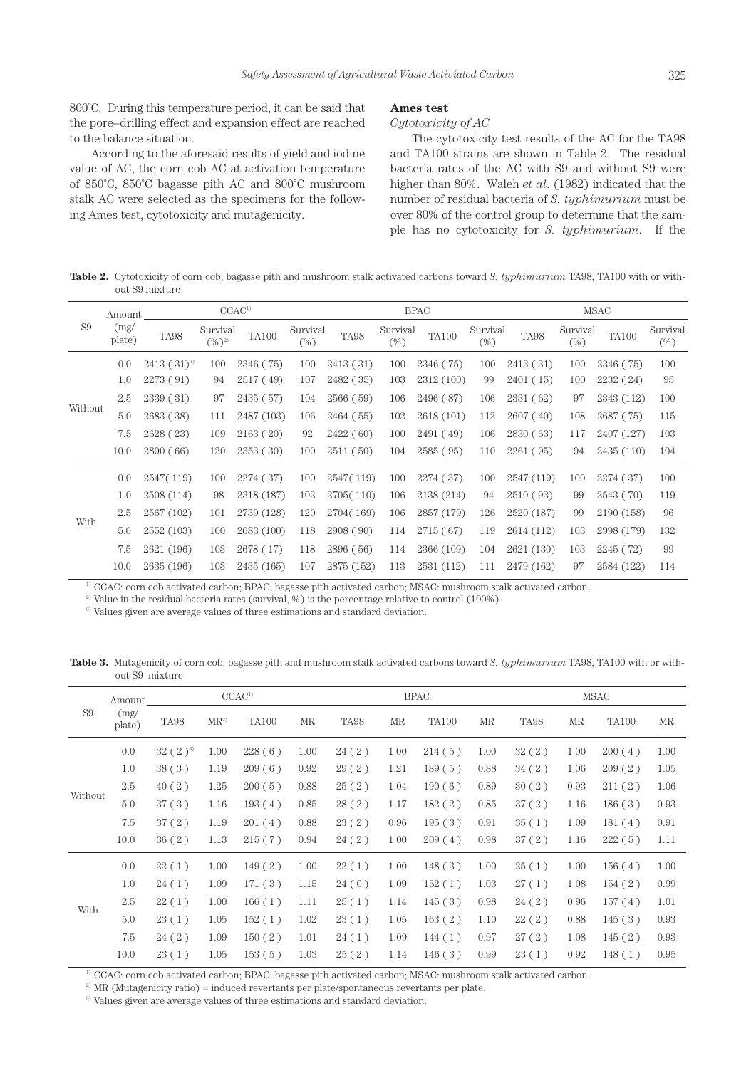800°C. During this temperature period, it can be said that the pore–drilling effect and expansion effect are reached to the balance situation.

According to the aforesaid results of yield and iodine value of AC, the corn cob AC at activation temperature of 850°C, 850°C bagasse pith AC and 800°C mushroom stalk AC were selected as the specimens for the following Ames test, cytotoxicity and mutagenicity.

**Ames test**

*Cytotoxicity of AC*

The cytotoxicity test results of the AC for the TA98 and TA100 strains are shown in Table 2. The residual bacteria rates of the AC with S9 and without S9 were higher than 80%. Waleh *et al*. (1982) indicated that the number of residual bacteria of *S. typhimurium* must be over 80% of the control group to determine that the sample has no cytotoxicity for *S. typhimurium*. If the

**Table 2.** Cytotoxicity of corn cob, bagasse pith and mushroom stalk activated carbons toward *S. typhimurium* TA98, TA100 with or without S9 mixture

| S9 | Amount (mg/plate) | CCAC[1] TA98 | Survival (%)[2] | TA100 | Survival (%) | BPAC TA98 | Survival (%) | TA100 | Survival (%) | MSAC TA98 | Survival (%) | TA100 | Survival (%) |
|---|---|---|---|---|---|---|---|---|---|---|---|---|---|
| Without | 0.0 | 2413 (31)[3] | 100 | 2346 (75) | 100 | 2413 (31) | 100 | 2346 (75) | 100 | 2413 (31) | 100 | 2346 (75) | 100 |
| | 1.0 | 2273 (91) | 94 | 2517 (49) | 107 | 2482 (35) | 103 | 2312 (100) | 99 | 2401 (15) | 100 | 2232 (24) | 95 |
| | 2.5 | 2339 (31) | 97 | 2435 (57) | 104 | 2566 (59) | 106 | 2496 (87) | 106 | 2331 (62) | 97 | 2343 (112) | 100 |
| | 5.0 | 2683 (38) | 111 | 2487 (103) | 106 | 2464 (55) | 102 | 2618 (101) | 112 | 2607 (40) | 108 | 2687 (75) | 115 |
| | 7.5 | 2628 (23) | 109 | 2163 (20) | 92 | 2422 (60) | 100 | 2491 (49) | 106 | 2830 (63) | 117 | 2407 (127) | 103 |
| | 10.0 | 2890 (66) | 120 | 2353 (30) | 100 | 2511 (50) | 104 | 2585 (95) | 110 | 2261 (95) | 94 | 2435 (110) | 104 |
| With | 0.0 | 2547 (119) | 100 | 2274 (37) | 100 | 2547 (119) | 100 | 2274 (37) | 100 | 2547 (119) | 100 | 2274 (37) | 100 |
| | 1.0 | 2508 (114) | 98 | 2318 (187) | 102 | 2705 (110) | 106 | 2138 (214) | 94 | 2510 (93) | 99 | 2543 (70) | 119 |
| | 2.5 | 2567 (102) | 101 | 2739 (128) | 120 | 2704 (169) | 106 | 2857 (179) | 126 | 2520 (187) | 99 | 2190 (158) | 96 |
| | 5.0 | 2552 (103) | 100 | 2683 (100) | 118 | 2908 (90) | 114 | 2715 (67) | 119 | 2614 (112) | 103 | 2998 (179) | 132 |
| | 7.5 | 2621 (196) | 103 | 2678 (17) | 118 | 2896 (56) | 114 | 2366 (109) | 104 | 2621 (130) | 103 | 2245 (72) | 99 |
| | 10.0 | 2635 (196) | 103 | 2435 (165) | 107 | 2875 (152) | 113 | 2531 (112) | 111 | 2479 (162) | 97 | 2584 (122) | 114 |

[1] CCAC: corn cob activated carbon; BPAC: bagasse pith activated carbon; MSAC: mushroom stalk activated carbon.
[2] Value in the residual bacteria rates (survival, %) is the percentage relative to control (100%).
[3] Values given are average values of three estimations and standard deviation.

**Table 3.** Mutagenicity of corn cob, bagasse pith and mushroom stalk activated carbons toward *S. typhimurium* TA98, TA100 with or without S9 mixture

| S9 | Amount (mg/plate) | CCAC[1] TA98 | MR[2] | TA100 | MR | BPAC TA98 | MR | TA100 | MR | MSAC TA98 | MR | TA100 | MR |
|---|---|---|---|---|---|---|---|---|---|---|---|---|---|
| Without | 0.0 | 32 (2)[3] | 1.00 | 228 (6) | 1.00 | 24 (2) | 1.00 | 214 (5) | 1.00 | 32 (2) | 1.00 | 200 (4) | 1.00 |
| | 1.0 | 38 (3) | 1.19 | 209 (6) | 0.92 | 29 (2) | 1.21 | 189 (5) | 0.88 | 34 (2) | 1.06 | 209 (2) | 1.05 |
| | 2.5 | 40 (2) | 1.25 | 200 (5) | 0.88 | 25 (2) | 1.04 | 190 (6) | 0.89 | 30 (2) | 0.93 | 211 (2) | 1.06 |
| | 5.0 | 37 (3) | 1.16 | 193 (4) | 0.85 | 28 (2) | 1.17 | 182 (2) | 0.85 | 37 (2) | 1.16 | 186 (3) | 0.93 |
| | 7.5 | 37 (2) | 1.19 | 201 (4) | 0.88 | 23 (2) | 0.96 | 195 (3) | 0.91 | 35 (1) | 1.09 | 181 (4) | 0.91 |
| | 10.0 | 36 (2) | 1.13 | 215 (7) | 0.94 | 24 (2) | 1.00 | 209 (4) | 0.98 | 37 (2) | 1.16 | 222 (5) | 1.11 |
| With | 0.0 | 22 (1) | 1.00 | 149 (2) | 1.00 | 22 (1) | 1.00 | 148 (3) | 1.00 | 25 (1) | 1.00 | 156 (4) | 1.00 |
| | 1.0 | 24 (1) | 1.09 | 171 (3) | 1.15 | 24 (0) | 1.09 | 152 (1) | 1.03 | 27 (1) | 1.08 | 154 (2) | 0.99 |
| | 2.5 | 22 (1) | 1.00 | 166 (1) | 1.11 | 25 (1) | 1.14 | 145 (3) | 0.98 | 24 (2) | 0.96 | 157 (4) | 1.01 |
| | 5.0 | 23 (1) | 1.05 | 152 (1) | 1.02 | 23 (1) | 1.05 | 163 (2) | 1.10 | 22 (2) | 0.88 | 145 (3) | 0.93 |
| | 7.5 | 24 (2) | 1.09 | 150 (2) | 1.01 | 24 (1) | 1.09 | 144 (1) | 0.97 | 27 (2) | 1.08 | 145 (2) | 0.93 |
| | 10.0 | 23 (1) | 1.05 | 153 (5) | 1.03 | 25 (2) | 1.14 | 146 (3) | 0.99 | 23 (1) | 0.92 | 148 (1) | 0.95 |

[1] CCAC: corn cob activated carbon; BPAC: bagasse pith activated carbon; MSAC: mushroom stalk activated carbon.
[2] MR (Mutagenicity ratio) = induced revertants per plate/spontaneous revertants per plate.
[3] Values given are average values of three estimations and standard deviation.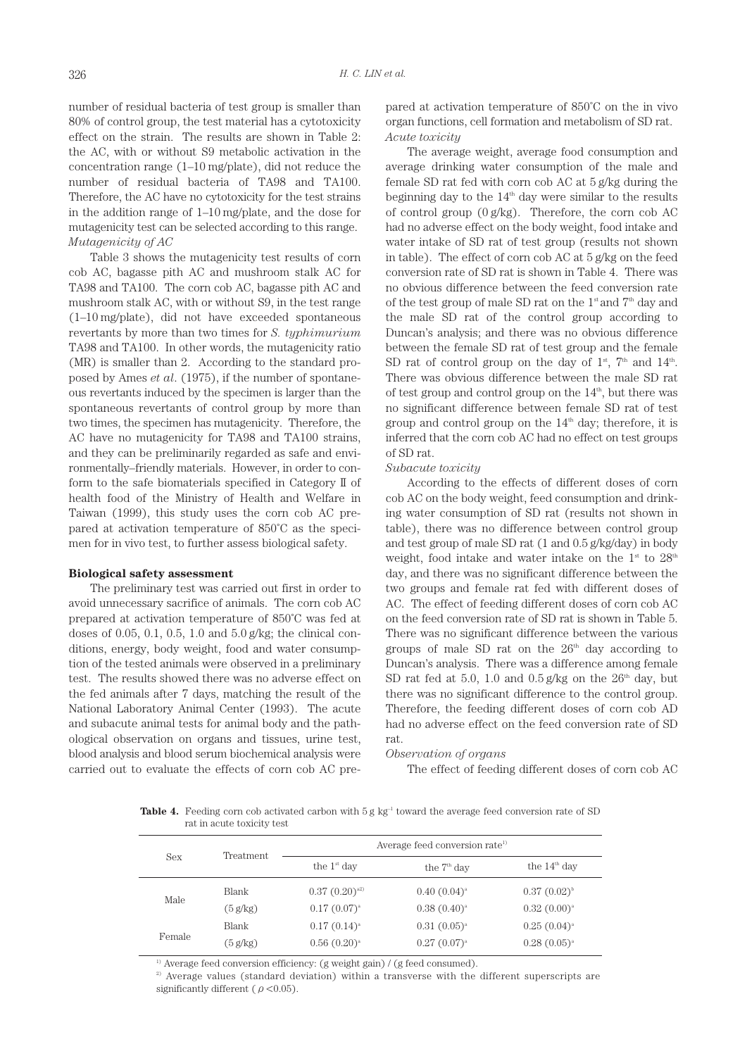number of residual bacteria of test group is smaller than 80% of control group, the test material has a cytotoxicity effect on the strain. The results are shown in Table 2: the AC, with or without S9 metabolic activation in the concentration range (1–10 mg/plate), did not reduce the number of residual bacteria of TA98 and TA100. Therefore, the AC have no cytotoxicity for the test strains in the addition range of 1–10 mg/plate, and the dose for mutagenicity test can be selected according to this range.

*Mutagenicity of AC*

Table 3 shows the mutagenicity test results of corn cob AC, bagasse pith AC and mushroom stalk AC for TA98 and TA100. The corn cob AC, bagasse pith AC and mushroom stalk AC, with or without S9, in the test range (1–10 mg/plate), did not have exceeded spontaneous revertants by more than two times for *S. typhimurium* TA98 and TA100. In other words, the mutagenicity ratio (MR) is smaller than 2. According to the standard proposed by Ames *et al*. (1975), if the number of spontaneous revertants induced by the specimen is larger than the spontaneous revertants of control group by more than two times, the specimen has mutagenicity. Therefore, the AC have no mutagenicity for TA98 and TA100 strains, and they can be preliminarily regarded as safe and environmentally–friendly materials. However, in order to conform to the safe biomaterials specified in Category II of health food of the Ministry of Health and Welfare in Taiwan (1999), this study uses the corn cob AC prepared at activation temperature of 850°C as the specimen for in vivo test, to further assess biological safety.

**Biological safety assessment**

The preliminary test was carried out first in order to avoid unnecessary sacrifice of animals. The corn cob AC prepared at activation temperature of 850°C was fed at doses of 0.05, 0.1, 0.5, 1.0 and 5.0 g/kg; the clinical conditions, energy, body weight, food and water consumption of the tested animals were observed in a preliminary test. The results showed there was no adverse effect on the fed animals after 7 days, matching the result of the National Laboratory Animal Center (1993). The acute and subacute animal tests for animal body and the pathological observation on organs and tissues, urine test, blood analysis and blood serum biochemical analysis were carried out to evaluate the effects of corn cob AC prepared at activation temperature of 850°C on the in vivo organ functions, cell formation and metabolism of SD rat.

*Acute toxicity*

The average weight, average food consumption and average drinking water consumption of the male and female SD rat fed with corn cob AC at 5 g/kg during the beginning day to the 14th day were similar to the results of control group (0 g/kg). Therefore, the corn cob AC had no adverse effect on the body weight, food intake and water intake of SD rat of test group (results not shown in table). The effect of corn cob AC at 5 g/kg on the feed conversion rate of SD rat is shown in Table 4. There was no obvious difference between the feed conversion rate of the test group of male SD rat on the 1st and 7th day and the male SD rat of the control group according to Duncan's analysis; and there was no obvious difference between the female SD rat of test group and the female SD rat of control group on the day of 1st, 7th and 14th. There was obvious difference between the male SD rat of test group and control group on the 14th, but there was no significant difference between female SD rat of test group and control group on the 14th day; therefore, it is inferred that the corn cob AC had no effect on test groups of SD rat.

*Subacute toxicity*

According to the effects of different doses of corn cob AC on the body weight, feed consumption and drinking water consumption of SD rat (results not shown in table), there was no difference between control group and test group of male SD rat (1 and 0.5 g/kg/day) in body weight, food intake and water intake on the 1st to 28th day, and there was no significant difference between the two groups and female rat fed with different doses of AC. The effect of feeding different doses of corn cob AC on the feed conversion rate of SD rat is shown in Table 5. There was no significant difference between the various groups of male SD rat on the 26th day according to Duncan's analysis. There was a difference among female SD rat fed at 5.0, 1.0 and 0.5 g/kg on the 26th day, but there was no significant difference to the control group. Therefore, the feeding different doses of corn cob AD had no adverse effect on the feed conversion rate of SD rat.

*Observation of organs*

The effect of feeding different doses of corn cob AC

**Table 4.** Feeding corn cob activated carbon with 5 g kg$^{-1}$ toward the average feed conversion rate of SD rat in acute toxicity test

| Sex | Treatment | Average feed conversion rate[1] | | |
|---|---|---|---|---|
| | | the 1st day | the 7th day | the 14th day |
| Male | Blank | 0.37 (0.20)[a2)] | 0.40 (0.04)[a] | 0.37 (0.02)[b] |
| | (5 g/kg) | 0.17 (0.07)[a] | 0.38 (0.40)[a] | 0.32 (0.00)[a] |
| Female | Blank | 0.17 (0.14)[a] | 0.31 (0.05)[a] | 0.25 (0.04)[a] |
| | (5 g/kg) | 0.56 (0.20)[a] | 0.27 (0.07)[a] | 0.28 (0.05)[a] |

[1] Average feed conversion efficiency: (g weight gain) / (g feed consumed).

[2] Average values (standard deviation) within a transverse with the different superscripts are significantly different ($\rho$ <0.05).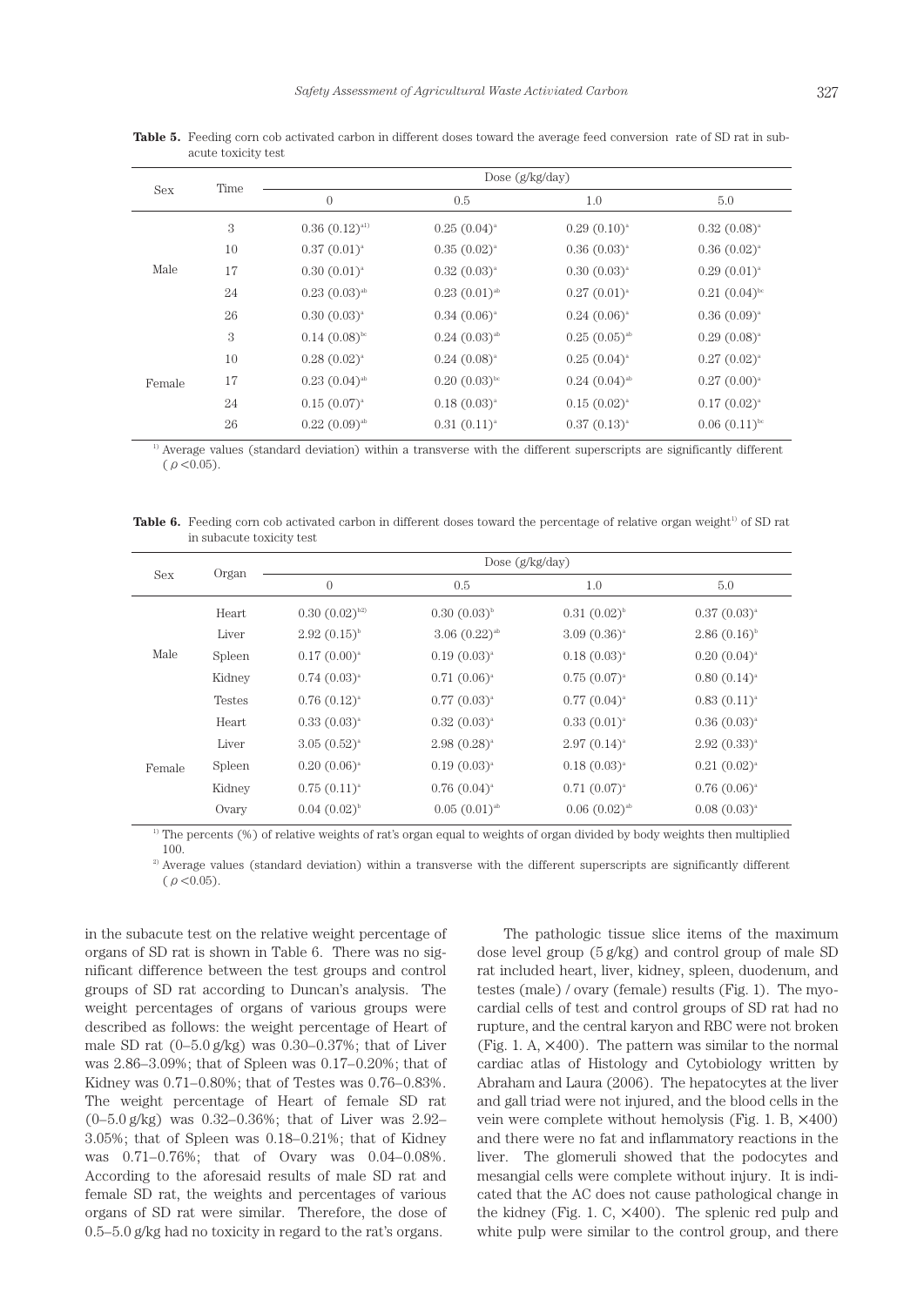**Table 5.** Feeding corn cob activated carbon in different doses toward the average feed conversion rate of SD rat in subacute toxicity test

| Sex | Time | Dose (g/kg/day) | | | |
|---|---|---|---|---|---|
| | | 0 | 0.5 | 1.0 | 5.0 |
| Male | 3 | 0.36 (0.12)[a1)] | 0.25 (0.04)[a] | 0.29 (0.10)[a] | 0.32 (0.08)[a] |
| | 10 | 0.37 (0.01)[a] | 0.35 (0.02)[a] | 0.36 (0.03)[a] | 0.36 (0.02)[a] |
| | 17 | 0.30 (0.01)[a] | 0.32 (0.03)[a] | 0.30 (0.03)[a] | 0.29 (0.01)[a] |
| | 24 | 0.23 (0.03)[ab] | 0.23 (0.01)[ab] | 0.27 (0.01)[a] | 0.21 (0.04)[bc] |
| | 26 | 0.30 (0.03)[a] | 0.34 (0.06)[a] | 0.24 (0.06)[a] | 0.36 (0.09)[a] |
| Female | 3 | 0.14 (0.08)[bc] | 0.24 (0.03)[ab] | 0.25 (0.05)[ab] | 0.29 (0.08)[a] |
| | 10 | 0.28 (0.02)[a] | 0.24 (0.08)[a] | 0.25 (0.04)[a] | 0.27 (0.02)[a] |
| | 17 | 0.23 (0.04)[ab] | 0.20 (0.03)[bc] | 0.24 (0.04)[ab] | 0.27 (0.00)[a] |
| | 24 | 0.15 (0.07)[a] | 0.18 (0.03)[a] | 0.15 (0.02)[a] | 0.17 (0.02)[a] |
| | 26 | 0.22 (0.09)[ab] | 0.31 (0.11)[a] | 0.37 (0.13)[a] | 0.06 (0.11)[bc] |

[1)] Average values (standard deviation) within a transverse with the different superscripts are significantly different ($\rho$ <0.05).

**Table 6.** Feeding corn cob activated carbon in different doses toward the percentage of relative organ weight[1)] of SD rat in subacute toxicity test

| Sex | Organ | Dose (g/kg/day) | | | |
|---|---|---|---|---|---|
| | | 0 | 0.5 | 1.0 | 5.0 |
| Male | Heart | 0.30 (0.02)[b2)] | 0.30 (0.03)[b] | 0.31 (0.02)[b] | 0.37 (0.03)[a] |
| | Liver | 2.92 (0.15)[b] | 3.06 (0.22)[ab] | 3.09 (0.36)[a] | 2.86 (0.16)[b] |
| | Spleen | 0.17 (0.00)[a] | 0.19 (0.03)[a] | 0.18 (0.03)[a] | 0.20 (0.04)[a] |
| | Kidney | 0.74 (0.03)[a] | 0.71 (0.06)[a] | 0.75 (0.07)[a] | 0.80 (0.14)[a] |
| | Testes | 0.76 (0.12)[a] | 0.77 (0.03)[a] | 0.77 (0.04)[a] | 0.83 (0.11)[a] |
| Female | Heart | 0.33 (0.03)[a] | 0.32 (0.03)[a] | 0.33 (0.01)[a] | 0.36 (0.03)[a] |
| | Liver | 3.05 (0.52)[a] | 2.98 (0.28)[a] | 2.97 (0.14)[a] | 2.92 (0.33)[a] |
| | Spleen | 0.20 (0.06)[a] | 0.19 (0.03)[a] | 0.18 (0.03)[a] | 0.21 (0.02)[a] |
| | Kidney | 0.75 (0.11)[a] | 0.76 (0.04)[a] | 0.71 (0.07)[a] | 0.76 (0.06)[a] |
| | Ovary | 0.04 (0.02)[b] | 0.05 (0.01)[ab] | 0.06 (0.02)[ab] | 0.08 (0.03)[a] |

[1)] The percents (%) of relative weights of rat's organ equal to weights of organ divided by body weights then multiplied 100.

[2)] Average values (standard deviation) within a transverse with the different superscripts are significantly different ($\rho$ <0.05).

in the subacute test on the relative weight percentage of organs of SD rat is shown in Table 6. There was no significant difference between the test groups and control groups of SD rat according to Duncan's analysis. The weight percentages of organs of various groups were described as follows: the weight percentage of Heart of male SD rat (0–5.0 g/kg) was 0.30–0.37%; that of Liver was 2.86–3.09%; that of Spleen was 0.17–0.20%; that of Kidney was 0.71–0.80%; that of Testes was 0.76–0.83%. The weight percentage of Heart of female SD rat (0–5.0 g/kg) was 0.32–0.36%; that of Liver was 2.92–3.05%; that of Spleen was 0.18–0.21%; that of Kidney was 0.71–0.76%; that of Ovary was 0.04–0.08%. According to the aforesaid results of male SD rat and female SD rat, the weights and percentages of various organs of SD rat were similar. Therefore, the dose of 0.5–5.0 g/kg had no toxicity in regard to the rat's organs.

The pathologic tissue slice items of the maximum dose level group (5 g/kg) and control group of male SD rat included heart, liver, kidney, spleen, duodenum, and testes (male) / ovary (female) results (Fig. 1). The myocardial cells of test and control groups of SD rat had no rupture, and the central karyon and RBC were not broken (Fig. 1. A, ×400). The pattern was similar to the normal cardiac atlas of Histology and Cytobiology written by Abraham and Laura (2006). The hepatocytes at the liver and gall triad were not injured, and the blood cells in the vein were complete without hemolysis (Fig. 1. B, ×400) and there were no fat and inflammatory reactions in the liver. The glomeruli showed that the podocytes and mesangial cells were complete without injury. It is indicated that the AC does not cause pathological change in the kidney (Fig. 1. C, ×400). The splenic red pulp and white pulp were similar to the control group, and there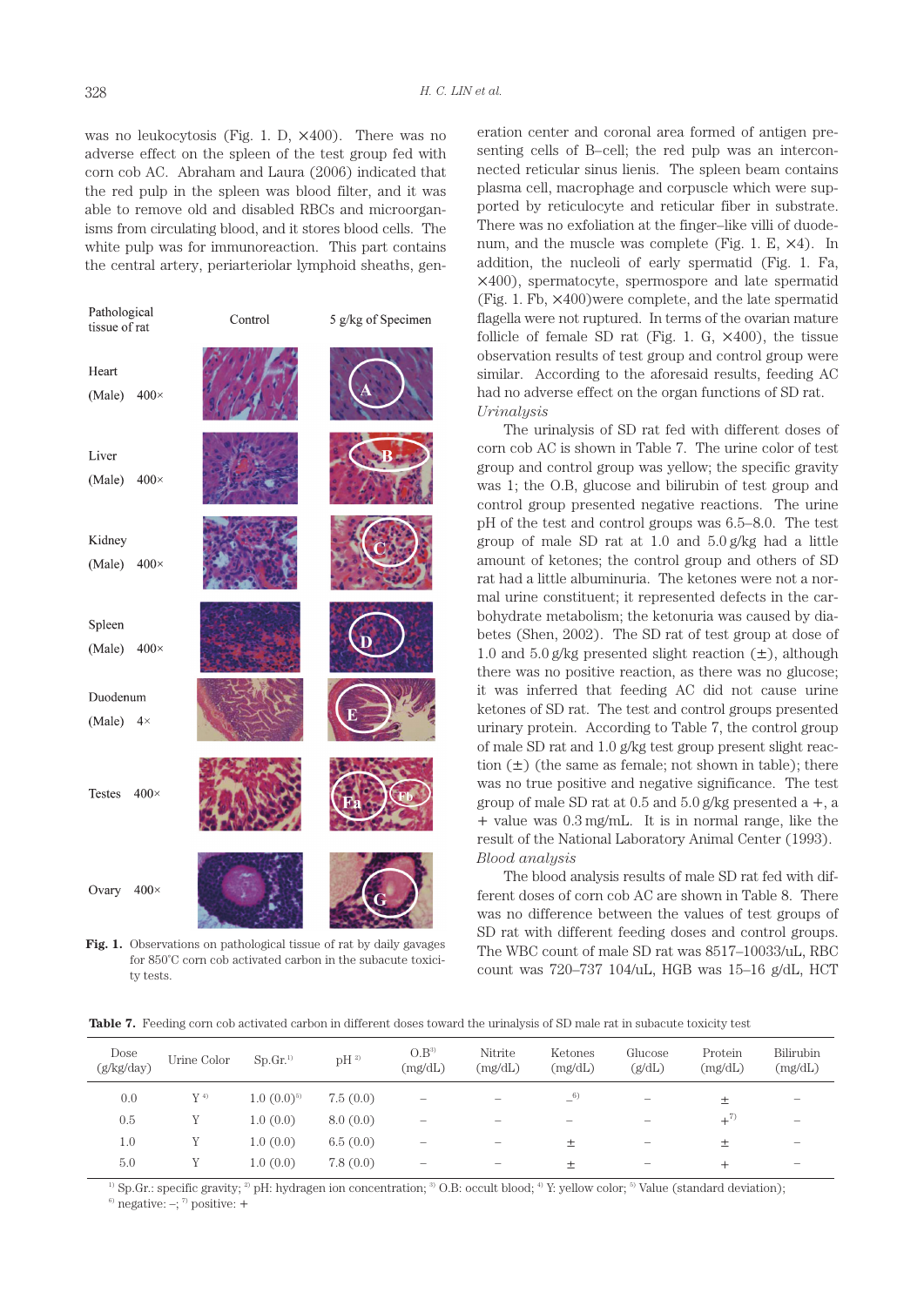was no leukocytosis (Fig. 1. D, ×400). There was no adverse effect on the spleen of the test group fed with corn cob AC. Abraham and Laura (2006) indicated that the red pulp in the spleen was blood filter, and it was able to remove old and disabled RBCs and microorganisms from circulating blood, and it stores blood cells. The white pulp was for immunoreaction. This part contains the central artery, periarteriolar lymphoid sheaths, generation center and coronal area formed of antigen presenting cells of B–cell; the red pulp was an interconnected reticular sinus lienis. The spleen beam contains plasma cell, macrophage and corpuscle which were supported by reticulocyte and reticular fiber in substrate. There was no exfoliation at the finger–like villi of duodenum, and the muscle was complete (Fig. 1. E, ×4). In addition, the nucleoli of early spermatid (Fig. 1. Fa, ×400), spermatocyte, spermospore and late spermatid (Fig. 1. Fb, ×400)were complete, and the late spermatid flagella were not ruptured. In terms of the ovarian mature follicle of female SD rat (Fig. 1. G, ×400), the tissue observation results of test group and control group were similar. According to the aforesaid results, feeding AC had no adverse effect on the organ functions of SD rat.

| Pathological tissue of rat | Control | 5 g/kg of Specimen |
|---|---|---|
| Heart (Male) 400× | | A |
| Liver (Male) 400× | | B |
| Kidney (Male) 400× | | C |
| Spleen (Male) 400× | | D |
| Duodenum (Male) 4× | | E |
| Testes 400× | | Fa, Fb |
| Ovary 400× | | G |

**Fig. 1.** Observations on pathological tissue of rat by daily gavages for 850˚C corn cob activated carbon in the subacute toxicity tests.

*Urinalysis*

The urinalysis of SD rat fed with different doses of corn cob AC is shown in Table 7. The urine color of test group and control group was yellow; the specific gravity was 1; the O.B, glucose and bilirubin of test group and control group presented negative reactions. The urine pH of the test and control groups was 6.5–8.0. The test group of male SD rat at 1.0 and 5.0 g/kg had a little amount of ketones; the control group and others of SD rat had a little albuminuria. The ketones were not a normal urine constituent; it represented defects in the carbohydrate metabolism; the ketonuria was caused by diabetes (Shen, 2002). The SD rat of test group at dose of 1.0 and 5.0 g/kg presented slight reaction (±), although there was no positive reaction, as there was no glucose; it was inferred that feeding AC did not cause urine ketones of SD rat. The test and control groups presented urinary protein. According to Table 7, the control group of male SD rat and 1.0 g/kg test group present slight reaction (±) (the same as female; not shown in table); there was no true positive and negative significance. The test group of male SD rat at 0.5 and 5.0 g/kg presented a +, a + value was 0.3 mg/mL. It is in normal range, like the result of the National Laboratory Animal Center (1993).

*Blood analysis*

The blood analysis results of male SD rat fed with different doses of corn cob AC are shown in Table 8. There was no difference between the values of test groups of SD rat with different feeding doses and control groups. The WBC count of male SD rat was 8517–10033/uL, RBC count was 720–737 104/uL, HGB was 15–16 g/dL, HCT

**Table 7.** Feeding corn cob activated carbon in different doses toward the urinalysis of SD male rat in subacute toxicity test

| Dose (g/kg/day) | Urine Color | Sp.Gr.[1] | pH [2] | O.B[3] (mg/dL) | Nitrite (mg/dL) | Ketones (mg/dL) | Glucose (g/dL) | Protein (mg/dL) | Bilirubin (mg/dL) |
|---|---|---|---|---|---|---|---|---|---|
| 0.0 | Y [4] | 1.0 (0.0)[5] | 7.5 (0.0) | – | – | –[6] | – | ± | – |
| 0.5 | Y | 1.0 (0.0) | 8.0 (0.0) | – | – | – | – | +[7] | – |
| 1.0 | Y | 1.0 (0.0) | 6.5 (0.0) | – | – | ± | – | ± | – |
| 5.0 | Y | 1.0 (0.0) | 7.8 (0.0) | – | – | ± | – | + | – |

[1] Sp.Gr.: specific gravity; [2] pH: hydrogen ion concentration; [3] O.B: occult blood; [4] Y: yellow color; [5] Value (standard deviation); [6] negative: –; [7] positive: +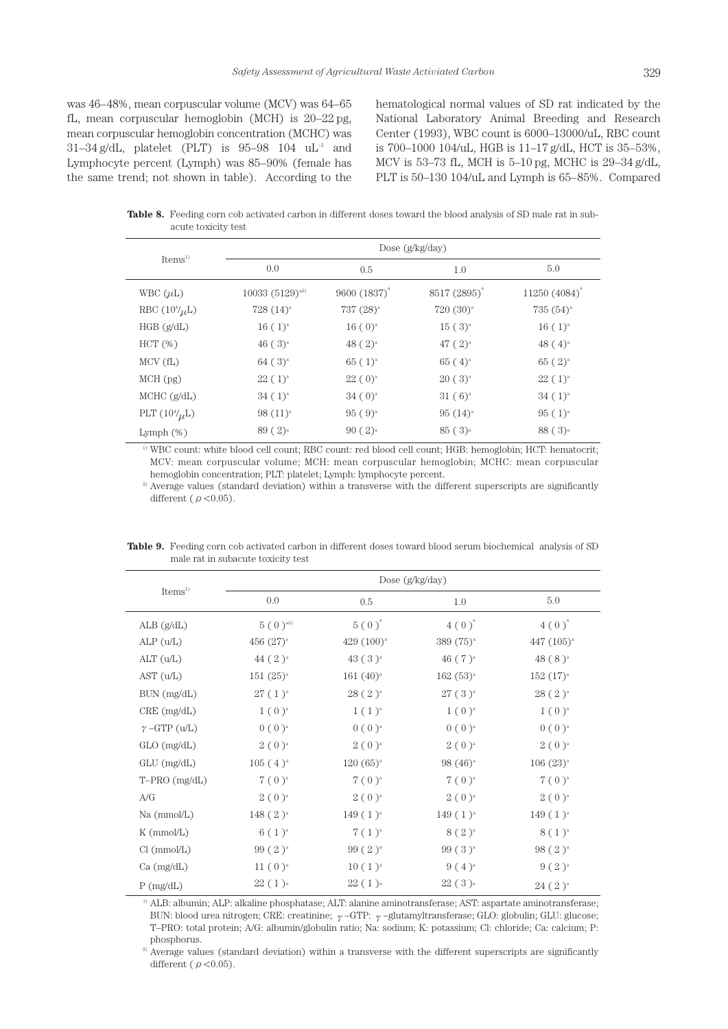was 46–48%, mean corpuscular volume (MCV) was 64–65 fL, mean corpuscular hemoglobin (MCH) is 20–22 pg, mean corpuscular hemoglobin concentration (MCHC) was 31–34 g/dL, platelet (PLT) is 95–98 104 $uL^{-1}$ and Lymphocyte percent (Lymph) was 85–90% (female has the same trend; not shown in table). According to the hematological normal values of SD rat indicated by the National Laboratory Animal Breeding and Research Center (1993), WBC count is 6000–13000/uL, RBC count is 700–1000 104/uL, HGB is 11–17 g/dL, HCT is 35–53%, MCV is 53–73 fL, MCH is 5–10 pg, MCHC is 29–34 g/dL, PLT is 50–130 104/uL and Lymph is 65–85%. Compared

**Table 8.** Feeding corn cob activated carbon in different doses toward the blood analysis of SD male rat in sub-acute toxicity test

| Items[1] | Dose (g/kg/day) | | | |
|---|---|---|---|---|
| | 0.0 | 0.5 | 1.0 | 5.0 |
| WBC ($\mu$L) | 10033 (5129)[a2)] | 9600 (1837)[a] | 8517 (2895)[a] | 11250 (4084)[a] |
| RBC ($10^4/\mu$L) | 728 (14)[a] | 737 (28)[a] | 720 (30)[a] | 735 (54)[a] |
| HGB (g/dL) | 16 ( 1)[a] | 16 ( 0)[a] | 15 ( 3)[a] | 16 ( 1)[a] |
| HCT (%) | 46 ( 3)[a] | 48 ( 2)[a] | 47 ( 2)[a] | 48 ( 4)[a] |
| MCV (fL) | 64 ( 3)[a] | 65 ( 1)[a] | 65 ( 4)[a] | 65 ( 2)[a] |
| MCH (pg) | 22 ( 1)[a] | 22 ( 0)[a] | 20 ( 3)[a] | 22 ( 1)[a] |
| MCHC (g/dL) | 34 ( 1)[a] | 34 ( 0)[a] | 31 ( 6)[a] | 34 ( 1)[a] |
| PLT ($10^4/\mu$L) | 98 (11)[a] | 95 ( 9)[a] | 95 (14)[a] | 95 ( 1)[a] |
| Lymph (%) | 89 ( 2)[a] | 90 ( 2)[a] | 85 ( 3)[a] | 88 ( 3)[a] |

[1] WBC count: white blood cell count; RBC count: red blood cell count; HGB: hemoglobin; HCT: hematocrit; MCV: mean corpuscular volume; MCH: mean corpuscular hemoglobin; MCHC: mean corpuscular hemoglobin concentration; PLT: platelet; Lymph: lymphocyte percent.

[2] Average values (standard deviation) within a transverse with the different superscripts are significantly different ($\rho$ <0.05).

**Table 9.** Feeding corn cob activated carbon in different doses toward blood serum biochemical analysis of SD male rat in subacute toxicity test

| Items[1] | Dose (g/kg/day) | | | |
|---|---|---|---|---|
| | 0.0 | 0.5 | 1.0 | 5.0 |
| ALB (g/dL) | 5 ( 0 )[a2)] | 5 ( 0 )[a] | 4 ( 0 )[a] | 4 ( 0 )[a] |
| ALP (u/L) | 456 (27)[a] | 429 (100)[a] | 389 (75)[a] | 447 (105)[a] |
| ALT (u/L) | 44 ( 2 )[a] | 43 ( 3 )[a] | 46 ( 7 )[a] | 48 ( 8 )[a] |
| AST (u/L) | 151 (25)[a] | 161 (40)[a] | 162 (53)[a] | 152 (17)[a] |
| BUN (mg/dL) | 27 ( 1 )[a] | 28 ( 2 )[a] | 27 ( 3 )[a] | 28 ( 2 )[a] |
| CRE (mg/dL) | 1 ( 0 )[a] | 1 ( 1 )[a] | 1 ( 0 )[a] | 1 ( 0 )[a] |
| $\gamma$–GTP (u/L) | 0 ( 0 )[a] | 0 ( 0 )[a] | 0 ( 0 )[a] | 0 ( 0 )[a] |
| GLO (mg/dL) | 2 ( 0 )[a] | 2 ( 0 )[a] | 2 ( 0 )[a] | 2 ( 0 )[a] |
| GLU (mg/dL) | 105 ( 4 )[a] | 120 (65)[a] | 98 (46)[a] | 106 (23)[a] |
| T–PRO (mg/dL) | 7 ( 0 )[a] | 7 ( 0 )[a] | 7 ( 0 )[a] | 7 ( 0 )[a] |
| A/G | 2 ( 0 )[a] | 2 ( 0 )[a] | 2 ( 0 )[a] | 2 ( 0 )[a] |
| Na (mmol/L) | 148 ( 2 )[a] | 149 ( 1 )[a] | 149 ( 1 )[a] | 149 ( 1 )[a] |
| K (mmol/L) | 6 ( 1 )[a] | 7 ( 1 )[a] | 8 ( 2 )[a] | 8 ( 1 )[a] |
| Cl (mmol/L) | 99 ( 2 )[a] | 99 ( 2 )[a] | 99 ( 3 )[a] | 98 ( 2 )[a] |
| Ca (mg/dL) | 11 ( 0 )[a] | 10 ( 1 )[a] | 9 ( 4 )[a] | 9 ( 2 )[a] |
| P (mg/dL) | 22 ( 1 )[a] | 22 ( 1 )[a] | 22 ( 3 )[a] | 24 ( 2 )[a] |

[1] ALB: albumin; ALP: alkaline phosphatase; ALT: alanine aminotransferase; AST: aspartate aminotransferase; BUN: blood urea nitrogen; CRE: creatinine; $\gamma$–GTP: $\gamma$–glutamyltransferase; GLO: globulin; GLU: glucose; T–PRO: total protein; A/G: albumin/globulin ratio; Na: sodium; K: potassium; Cl: chloride; Ca: calcium; P: phosphorus.

[2] Average values (standard deviation) within a transverse with the different superscripts are significantly different ($\rho$ <0.05).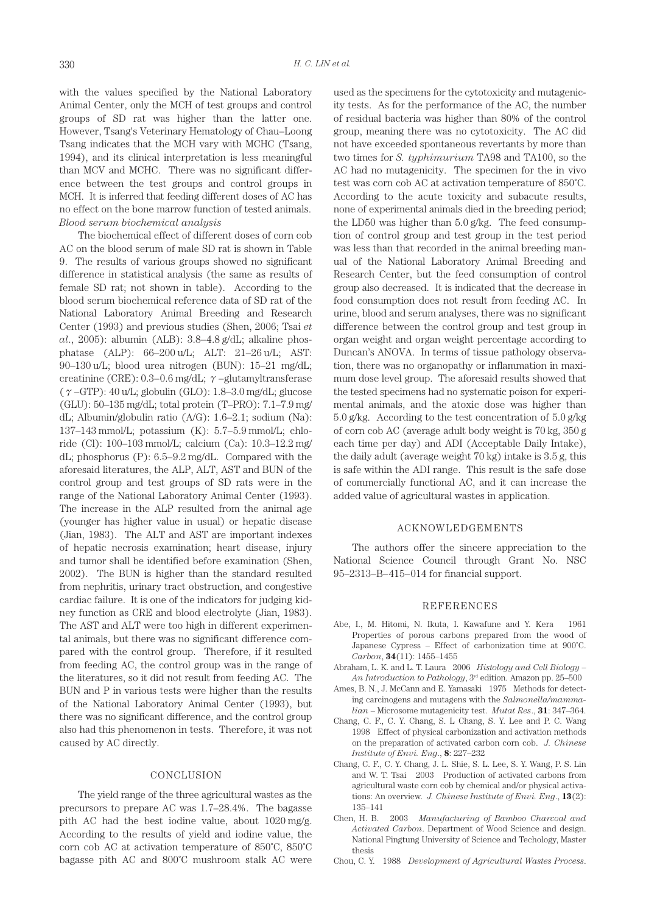with the values specified by the National Laboratory Animal Center, only the MCH of test groups and control groups of SD rat was higher than the latter one. However, Tsang's Veterinary Hematology of Chau–Loong Tsang indicates that the MCH vary with MCHC (Tsang, 1994), and its clinical interpretation is less meaningful than MCV and MCHC. There was no significant difference between the test groups and control groups in MCH. It is inferred that feeding different doses of AC has no effect on the bone marrow function of tested animals.

*Blood serum biochemical analysis*

The biochemical effect of different doses of corn cob AC on the blood serum of male SD rat is shown in Table 9. The results of various groups showed no significant difference in statistical analysis (the same as results of female SD rat; not shown in table). According to the blood serum biochemical reference data of SD rat of the National Laboratory Animal Breeding and Research Center (1993) and previous studies (Shen, 2006; Tsai *et al*., 2005): albumin (ALB): 3.8–4.8 g/dL; alkaline phosphatase (ALP): 66–200 u/L; ALT: 21–26 u/L; AST: 90–130 u/L; blood urea nitrogen (BUN): 15–21 mg/dL; creatinine (CRE): 0.3–0.6 mg/dL; $\gamma$ –glutamyltransferase ($\gamma$ –GTP): 40 u/L; globulin (GLO): 1.8–3.0 mg/dL; glucose (GLU): 50–135 mg/dL; total protein (T–PRO): 7.1–7.9 mg/dL; Albumin/globulin ratio (A/G): 1.6–2.1; sodium (Na): 137–143 mmol/L; potassium (K): 5.7–5.9 mmol/L; chloride (Cl): 100–103 mmol/L; calcium (Ca): 10.3–12.2 mg/dL; phosphorus (P): 6.5–9.2 mg/dL. Compared with the aforesaid literatures, the ALP, ALT, AST and BUN of the control group and test groups of SD rats were in the range of the National Laboratory Animal Center (1993). The increase in the ALP resulted from the animal age (younger has higher value in usual) or hepatic disease (Jian, 1983). The ALT and AST are important indexes of hepatic necrosis examination; heart disease, injury and tumor shall be identified before examination (Shen, 2002). The BUN is higher than the standard resulted from nephritis, urinary tract obstruction, and congestive cardiac failure. It is one of the indicators for judging kidney function as CRE and blood electrolyte (Jian, 1983). The AST and ALT were too high in different experimental animals, but there was no significant difference compared with the control group. Therefore, if it resulted from feeding AC, the control group was in the range of the literatures, so it did not result from feeding AC. The BUN and P in various tests were higher than the results of the National Laboratory Animal Center (1993), but there was no significant difference, and the control group also had this phenomenon in tests. Therefore, it was not caused by AC directly.

## CONCLUSION

The yield range of the three agricultural wastes as the precursors to prepare AC was 1.7–28.4%. The bagasse pith AC had the best iodine value, about 1020 mg/g. According to the results of yield and iodine value, the corn cob AC at activation temperature of 850°C, 850°C bagasse pith AC and 800°C mushroom stalk AC were used as the specimens for the cytotoxicity and mutagenicity tests. As for the performance of the AC, the number of residual bacteria was higher than 80% of the control group, meaning there was no cytotoxicity. The AC did not have exceeded spontaneous revertants by more than two times for *S. typhimurium* TA98 and TA100, so the AC had no mutagenicity. The specimen for the in vivo test was corn cob AC at activation temperature of 850°C. According to the acute toxicity and subacute results, none of experimental animals died in the breeding period; the LD50 was higher than 5.0 g/kg. The feed consumption of control group and test group in the test period was less than that recorded in the animal breeding manual of the National Laboratory Animal Breeding and Research Center, but the feed consumption of control group also decreased. It is indicated that the decrease in food consumption does not result from feeding AC. In urine, blood and serum analyses, there was no significant difference between the control group and test group in organ weight and organ weight percentage according to Duncan's ANOVA. In terms of tissue pathology observation, there was no organopathy or inflammation in maximum dose level group. The aforesaid results showed that the tested specimens had no systematic poison for experimental animals, and the atoxic dose was higher than 5.0 g/kg. According to the test concentration of 5.0 g/kg of corn cob AC (average adult body weight is 70 kg, 350 g each time per day) and ADI (Acceptable Daily Intake), the daily adult (average weight 70 kg) intake is 3.5 g, this is safe within the ADI range. This result is the safe dose of commercially functional AC, and it can increase the added value of agricultural wastes in application.

## ACKNOWLEDGEMENTS

The authors offer the sincere appreciation to the National Science Council through Grant No. NSC 95–2313–B–415–014 for financial support.

## REFERENCES

Abe, I., M. Hitomi, N. Ikuta, I. Kawafune and Y. Kera 1961 Properties of porous carbons prepared from the wood of Japanese Cypress – Effect of carbonization time at 900°C. *Carbon*, **34**(11): 1455–1455

Abraham, L. K. and L. T. Laura 2006 *Histology and Cell Biology – An Introduction to Pathology*, 3rd edition. Amazon pp. 25–500

Ames, B. N., J. McCann and E. Yamasaki 1975 Methods for detecting carcinogens and mutagens with the *Salmonella/mammalian* – Microsome mutagenicity test. *Mutat Res*., **31**: 347–364.

Chang, C. F., C. Y. Chang, S. L Chang, S. Y. Lee and P. C. Wang 1998 Effect of physical carbonization and activation methods on the preparation of activated carbon corn cob. *J. Chinese Institute of Envi. Eng*., **8**: 227–232

Chang, C. F., C. Y. Chang, J. L. Shie, S. L. Lee, S. Y. Wang, P. S. Lin and W. T. Tsai 2003 Production of activated carbons from agricultural waste corn cob by chemical and/or physical activations: An overview. *J. Chinese Institute of Envi. Eng*., **13**(2): 135–141

Chen, H. B. 2003 *Manufacturing of Bamboo Charcoal and Activated Carbon*. Department of Wood Science and design. National Pingtung University of Science and Techology, Master thesis

Chou, C. Y. 1988 *Development of Agricultural Wastes Process*.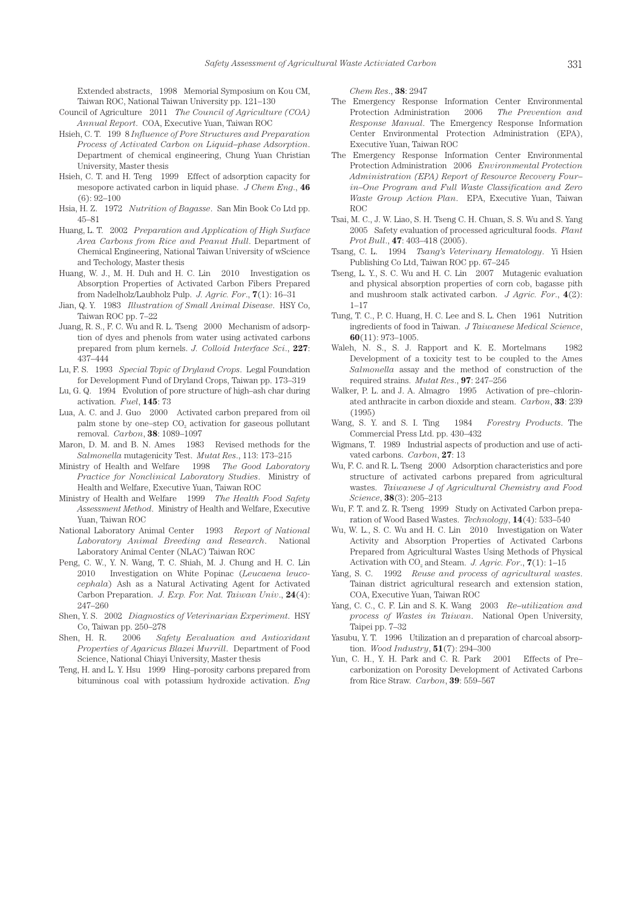Extended abstracts, 1998 Memorial Symposium on Kou CM, Taiwan ROC, National Taiwan University pp. 121–130

Council of Agriculture 2011 *The Council of Agriculture (COA) Annual Report*. COA, Executive Yuan, Taiwan ROC

Hsieh, C. T. 199 8 *Influence of Pore Structures and Preparation Process of Activated Carbon on Liquid–phase Adsorption*. Department of chemical engineering, Chung Yuan Christian University, Master thesis

Hsieh, C. T. and H. Teng 1999 Effect of adsorption capacity for mesopore activated carbon in liquid phase. *J Chem Eng*., **46** (6): 92–100

Hsia, H. Z. 1972 *Nutrition of Bagasse*. San Min Book Co Ltd pp. 45–81

Huang, L. T. 2002 *Preparation and Application of High Surface Area Carbons from Rice and Peanut Hull*. Department of Chemical Engineering, National Taiwan University of wScience and Techology, Master thesis

Huang, W. J., M. H. Duh and H. C. Lin 2010 Investigation os Absorption Properties of Activated Carbon Fibers Prepared from Nadelholz/Laubholz Pulp. *J. Agric. For*., **7**(1): 16–31

Jian, Q. Y. 1983 *Illustration of Small Animal Disease*. HSY Co, Taiwan ROC pp. 7–22

Juang, R. S., F. C. Wu and R. L. Tseng 2000 Mechanism of adsorption of dyes and phenols from water using activated carbons prepared from plum kernels. *J. Colloid Interface Sci*., **227**: 437–444

Lu, F. S. 1993 *Special Topic of Dryland Crops*. Legal Foundation for Development Fund of Dryland Crops, Taiwan pp. 173–319

Lu, G. Q. 1994 Evolution of pore structure of high–ash char during activation. *Fuel*, **145**: 73

Lua, A. C. and J. Guo 2000 Activated carbon prepared from oil palm stone by one–step $CO_2$ activation for gaseous pollutant removal. *Carbon*, **38**: 1089–1097

Maron, D. M. and B. N. Ames 1983 Revised methods for the *Salmonella* mutagenicity Test. *Mutat Res*., 113: 173–215

Ministry of Health and Welfare 1998 *The Good Laboratory Practice for Nonclinical Laboratory Studies*. Ministry of Health and Welfare, Executive Yuan, Taiwan ROC

Ministry of Health and Welfare 1999 *The Health Food Safety Assessment Method*. Ministry of Health and Welfare, Executive Yuan, Taiwan ROC

National Laboratory Animal Center 1993 *Report of National Laboratory Animal Breeding and Research*. National Laboratory Animal Center (NLAC) Taiwan ROC

Peng, C. W., Y. N. Wang, T. C. Shiah, M. J. Chung and H. C. Lin 2010 Investigation on White Popinac (*Leucaena leucocephala*) Ash as a Natural Activating Agent for Activated Carbon Preparation. *J. Exp. For. Nat. Taiwan Univ*., **24**(4): 247–260

Shen, Y. S. 2002 *Diagnostics of Veterinarian Experiment*. HSY Co, Taiwan pp. 250–278

Shen, H. R. 2006 *Safety Eevaluation and Antioxidant Properties of Agaricus Blazei Murrill*. Department of Food Science, National Chiayi University, Master thesis

Teng, H. and L. Y. Hsu 1999 Hing–porosity carbons prepared from bituminous coal with potassium hydroxide activation. *Eng Chem Res*., **38**: 2947

The Emergency Response Information Center Environmental Protection Administration 2006 *The Prevention and Response Manual*. The Emergency Response Information Center Environmental Protection Administration (EPA), Executive Yuan, Taiwan ROC

The Emergency Response Information Center Environmental Protection Administration 2006 *Environmental Protection Administration (EPA) Report of Resource Recovery Four–in–One Program and Full Waste Classification and Zero Waste Group Action Plan*. EPA, Executive Yuan, Taiwan ROC

Tsai, M. C., J. W. Liao, S. H. Tseng C. H. Chuan, S. S. Wu and S. Yang 2005 Safety evaluation of processed agricultural foods. *Plant Prot Bull*., **47**: 403–418 (2005).

Tsang, C. L. 1994 *Tsang's Veterinary Hematology*. Yi Hsien Publishing Co Ltd, Taiwan ROC pp. 67–245

Tseng, L. Y., S. C. Wu and H. C. Lin 2007 Mutagenic evaluation and physical absorption properties of corn cob, bagasse pith and mushroom stalk activated carbon. *J Agric. For*., **4**(2): 1–17

Tung, T. C., P. C. Huang, H. C. Lee and S. L. Chen 1961 Nutrition ingredients of food in Taiwan. *J Taiwanese Medical Science*, **60**(11): 973–1005.

Waleh, N. S., S. J. Rapport and K. E. Mortelmans 1982 Development of a toxicity test to be coupled to the Ames *Salmonella* assay and the method of construction of the required strains. *Mutat Res*., **97**: 247–256

Walker, P. L. and J. A. Almagro 1995 Activation of pre–chlorinated anthracite in carbon dioxide and steam. *Carbon*, **33**: 239 (1995)

Wang, S. Y. and S. I. Ting 1984 *Forestry Products*. The Commercial Press Ltd. pp. 430–432

Wigmans, T. 1989 Industrial aspects of production and use of activated carbons. *Carbon*, **27**: 13

Wu, F. C. and R. L. Tseng 2000 Adsorption characteristics and pore structure of activated carbons prepared from agricultural wastes. *Taiwanese J of Agricultural Chemistry and Food Science*, **38**(3): 205–213

Wu, F. T. and Z. R. Tseng 1999 Study on Activated Carbon preparation of Wood Based Wastes. *Technology*, **14**(4): 533–540

Wu, W. L., S. C. Wu and H. C. Lin 2010 Investigation on Water Activity and Absorption Properties of Activated Carbons Prepared from Agricultural Wastes Using Methods of Physical Activation with $CO_2$ and Steam. *J. Agric. For*., **7**(1): 1–15

Yang, S. C. 1992 *Reuse and process of agricultural wastes*. Tainan district agricultural research and extension station, COA, Executive Yuan, Taiwan ROC

Yang, C. C., C. F. Lin and S. K. Wang 2003 *Re–utilization and process of Wastes in Taiwan*. National Open University, Taipei pp. 7–32

Yasubu, Y. T. 1996 Utilization an d preparation of charcoal absorption. *Wood Industry*, **51**(7): 294–300

Yun, C. H., Y. H. Park and C. R. Park 2001 Effects of Pre–carbonization on Porosity Development of Activated Carbons from Rice Straw. *Carbon*, **39**: 559–567